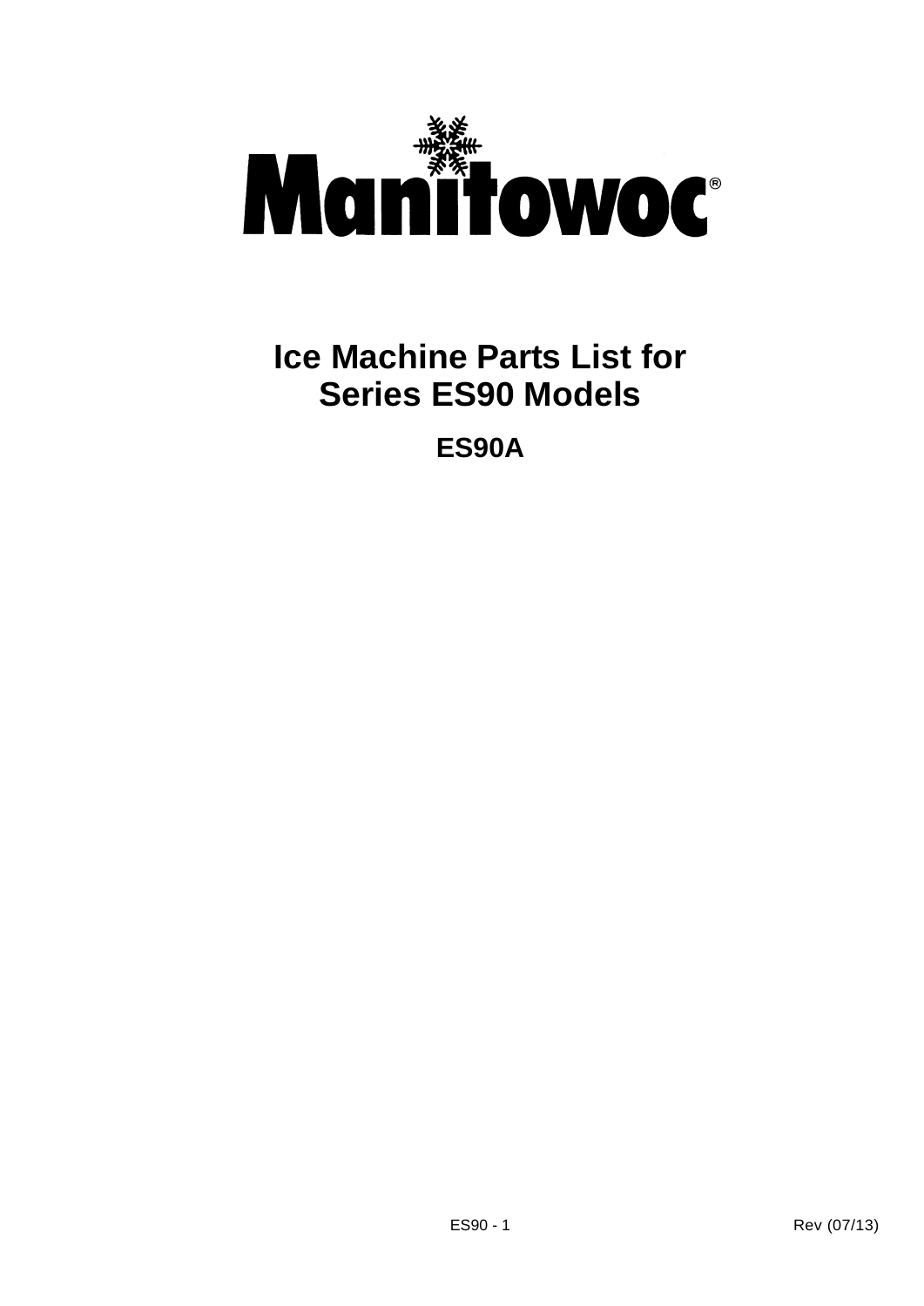# Manitowoc®

# Ice Machine Parts List for Series ES90 Models

## ES90A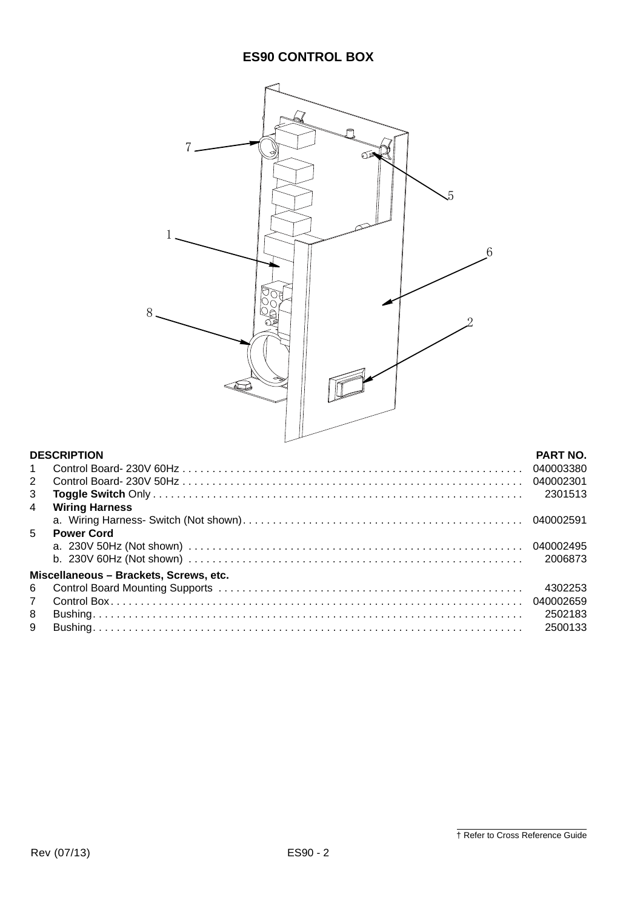# ES90 CONTROL BOX

| | DESCRIPTION | PART NO. |
|---|---|---|
| 1 | Control Board- 230V 60Hz | 040003380 |
| 2 | Control Board- 230V 50Hz | 040002301 |
| 3 | **Toggle Switch** Only | 2301513 |
| 4 | **Wiring Harness** | |
| | a. Wiring Harness- Switch (Not shown) | 040002591 |
| 5 | **Power Cord** | |
| | a. 230V 50Hz (Not shown) | 040002495 |
| | b. 230V 60Hz (Not shown) | 2006873 |
| **Miscellaneous – Brackets, Screws, etc.** | | |
| 6 | Control Board Mounting Supports | 4302253 |
| 7 | Control Box | 040002659 |
| 8 | Bushing | 2502183 |
| 9 | Bushing | 2500133 |

† Refer to Cross Reference Guide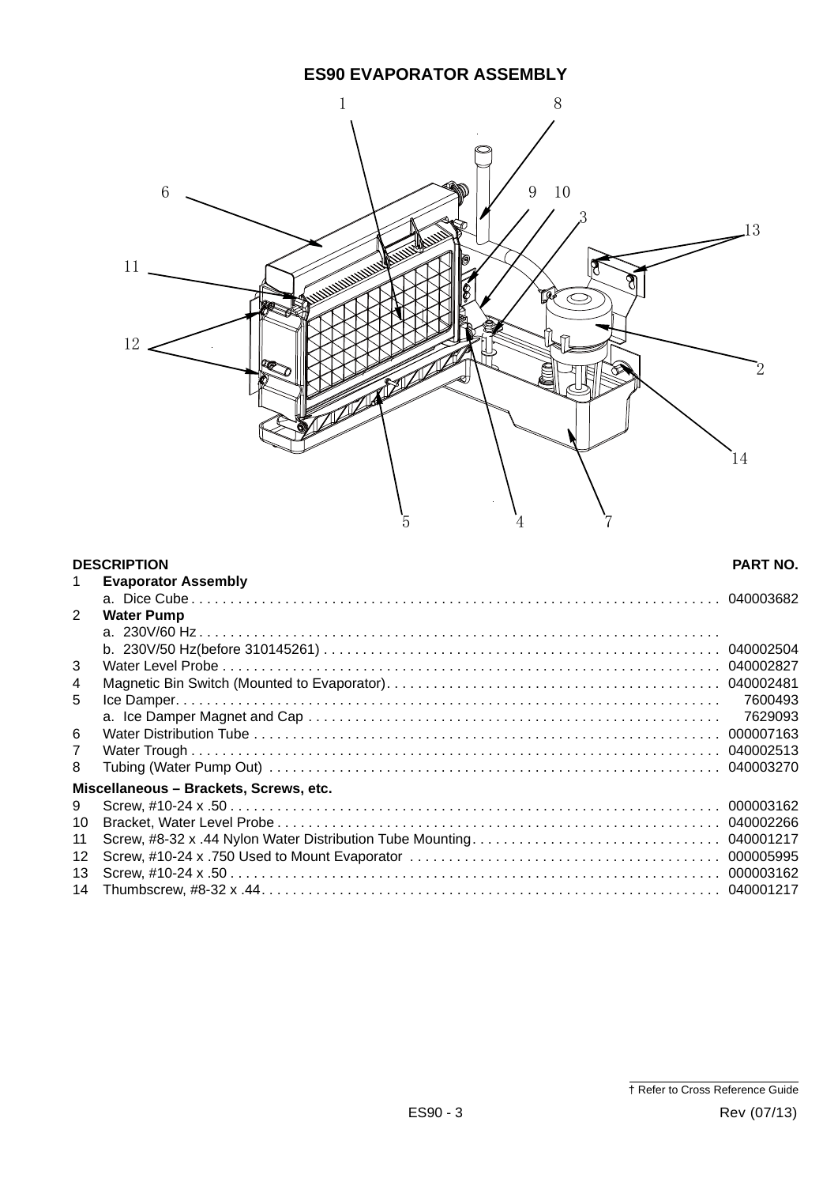## ES90 EVAPORATOR ASSEMBLY

| | DESCRIPTION | PART NO. |
|---|---|---|
| 1 | **Evaporator Assembly** | |
| | a. Dice Cube | 040003682 |
| 2 | **Water Pump** | |
| | a. 230V/60 Hz | |
| | b. 230V/50 Hz(before 310145261) | 040002504 |
| 3 | Water Level Probe | 040002827 |
| 4 | Magnetic Bin Switch (Mounted to Evaporator) | 040002481 |
| 5 | Ice Damper | 7600493 |
| | a. Ice Damper Magnet and Cap | 7629093 |
| 6 | Water Distribution Tube | 000007163 |
| 7 | Water Trough | 040002513 |
| 8 | Tubing (Water Pump Out) | 040003270 |
| | **Miscellaneous – Brackets, Screws, etc.** | |
| 9 | Screw, #10-24 x .50 | 000003162 |
| 10 | Bracket, Water Level Probe | 040002266 |
| 11 | Screw, #8-32 x .44 Nylon Water Distribution Tube Mounting | 040001217 |
| 12 | Screw, #10-24 x .750 Used to Mount Evaporator | 000005995 |
| 13 | Screw, #10-24 x .50 | 000003162 |
| 14 | Thumbscrew, #8-32 x .44 | 040001217 |

† Refer to Cross Reference Guide

Rev (07/13)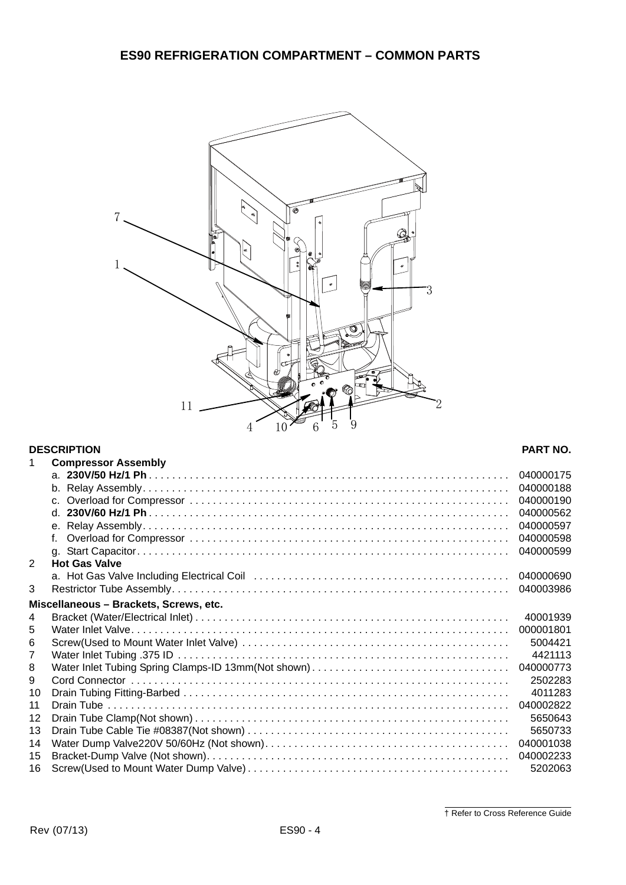## ES90 REFRIGERATION COMPARTMENT – COMMON PARTS

| | DESCRIPTION | PART NO. |
|---|---|---|
| 1 | **Compressor Assembly** | |
| | a. **230V/50 Hz/1 Ph** | 040000175 |
| | b. Relay Assembly | 040000188 |
| | c. Overload for Compressor | 040000190 |
| | d. **230V/60 Hz/1 Ph** | 040000562 |
| | e. Relay Assembly | 040000597 |
| | f. Overload for Compressor | 040000598 |
| | g. Start Capacitor | 040000599 |
| 2 | **Hot Gas Valve** | |
| | a. Hot Gas Valve Including Electrical Coil | 040000690 |
| 3 | Restrictor Tube Assembly | 040003986 |
| | **Miscellaneous – Brackets, Screws, etc.** | |
| 4 | Bracket (Water/Electrical Inlet) | 40001939 |
| 5 | Water Inlet Valve | 000001801 |
| 6 | Screw(Used to Mount Water Inlet Valve) | 5004421 |
| 7 | Water Inlet Tubing .375 ID | 4421113 |
| 8 | Water Inlet Tubing Spring Clamps-ID 13mm(Not shown) | 040000773 |
| 9 | Cord Connector | 2502283 |
| 10 | Drain Tubing Fitting-Barbed | 4011283 |
| 11 | Drain Tube | 040002822 |
| 12 | Drain Tube Clamp(Not shown) | 5650643 |
| 13 | Drain Tube Cable Tie #08387(Not shown) | 5650733 |
| 14 | Water Dump Valve220V 50/60Hz (Not shown) | 040001038 |
| 15 | Bracket-Dump Valve (Not shown) | 040002233 |
| 16 | Screw(Used to Mount Water Dump Valve) | 5202063 |

† Refer to Cross Reference Guide

Rev (07/13)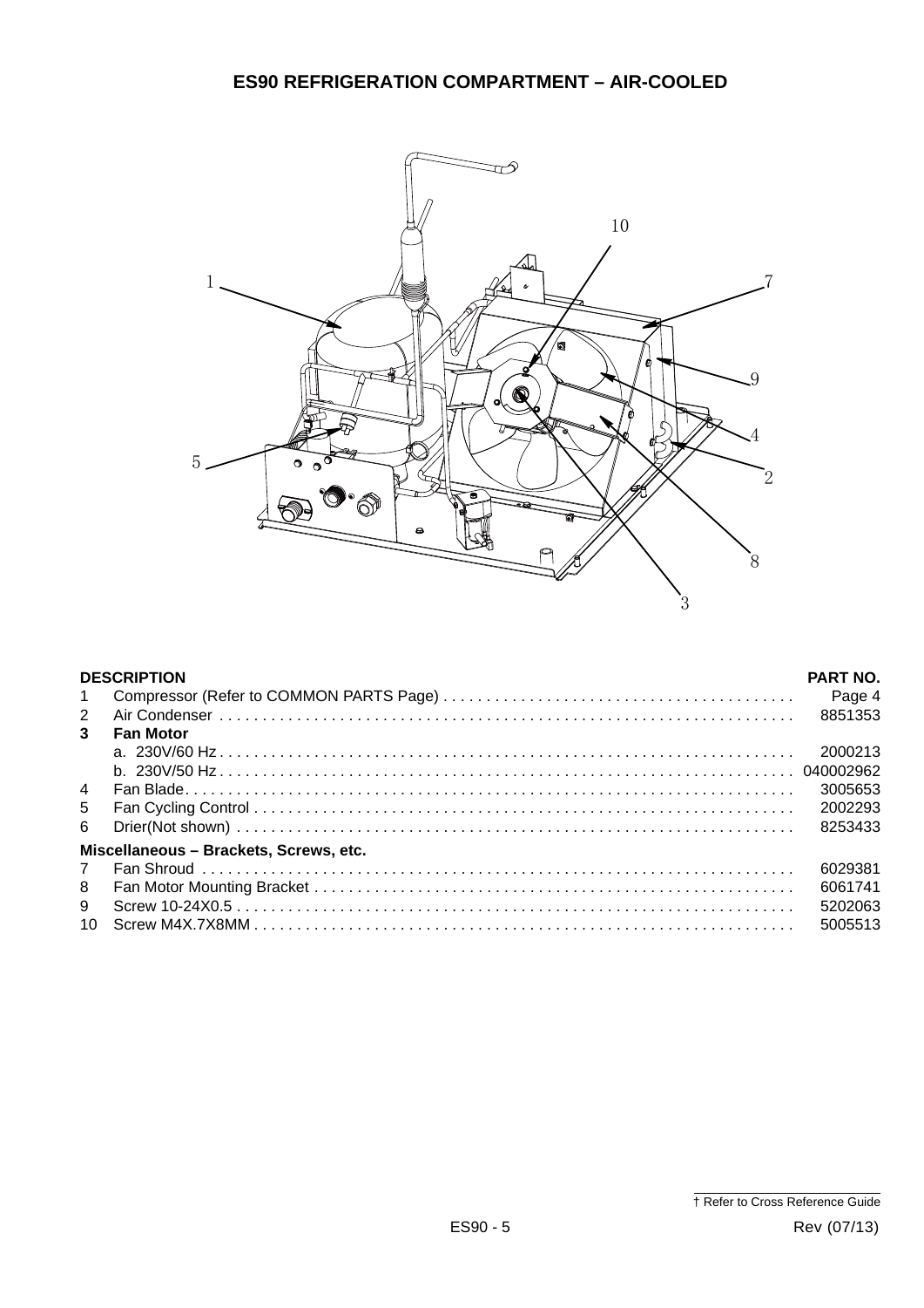# ES90 REFRIGERATION COMPARTMENT – AIR-COOLED

| | DESCRIPTION | PART NO. |
|---|---|---|
| 1 | Compressor (Refer to COMMON PARTS Page) | Page 4 |
| 2 | Air Condenser | 8851353 |
| **3** | **Fan Motor** | |
| | a. 230V/60 Hz | 2000213 |
| | b. 230V/50 Hz | 040002962 |
| 4 | Fan Blade | 3005653 |
| 5 | Fan Cycling Control | 2002293 |
| 6 | Drier(Not shown) | 8253433 |
| | **Miscellaneous – Brackets, Screws, etc.** | |
| 7 | Fan Shroud | 6029381 |
| 8 | Fan Motor Mounting Bracket | 6061741 |
| 9 | Screw 10-24X0.5 | 5202063 |
| 10 | Screw M4X.7X8MM | 5005513 |

† Refer to Cross Reference Guide

Rev (07/13)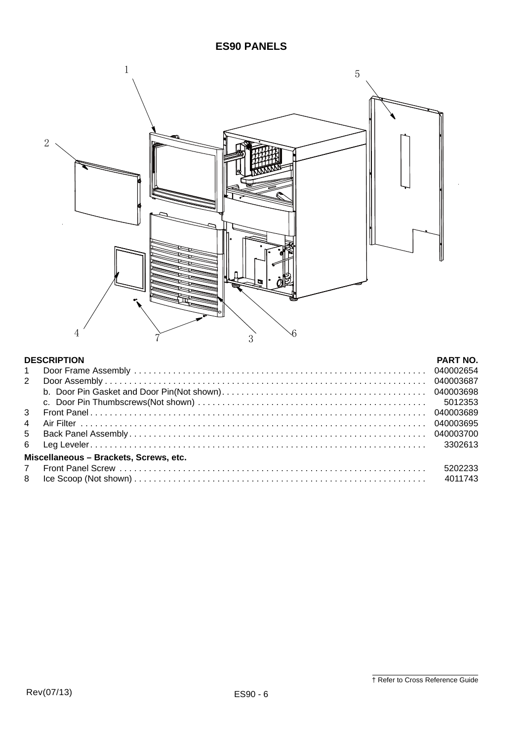## ES90 PANELS

1

5

2

4

7

3

6

| | DESCRIPTION | PART NO. |
|---|---|---|
| 1 | Door Frame Assembly | 040002654 |
| 2 | Door Assembly | 040003687 |
| | b. Door Pin Gasket and Door Pin(Not shown) | 040003698 |
| | c. Door Pin Thumbscrews(Not shown) | 5012353 |
| 3 | Front Panel | 040003689 |
| 4 | Air Filter | 040003695 |
| 5 | Back Panel Assembly | 040003700 |
| 6 | Leg Leveler | 3302613 |
| | **Miscellaneous – Brackets, Screws, etc.** | |
| 7 | Front Panel Screw | 5202233 |
| 8 | Ice Scoop (Not shown) | 4011743 |

† Refer to Cross Reference Guide

Rev(07/13)